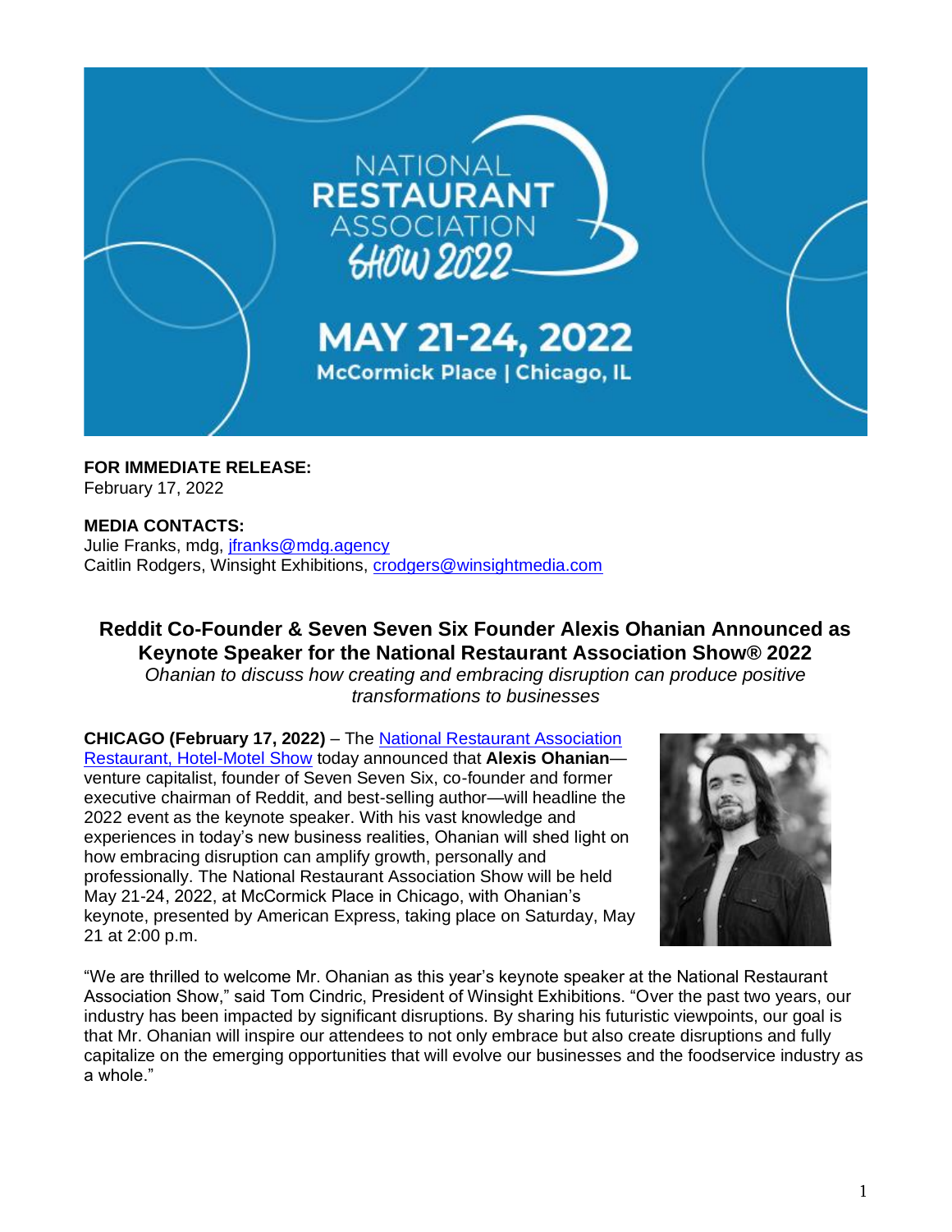**FOR IMMEDIATE RELEASE:**
February 17, 2022

**MEDIA CONTACTS:**
Julie Franks, mdg, jfranks@mdg.agency
Caitlin Rodgers, Winsight Exhibitions, crodgers@winsightmedia.com

# Reddit Co-Founder & Seven Seven Six Founder Alexis Ohanian Announced as Keynote Speaker for the National Restaurant Association Show® 2022

*Ohanian to discuss how creating and embracing disruption can produce positive transformations to businesses*

**CHICAGO (February 17, 2022)** – The National Restaurant Association Restaurant, Hotel-Motel Show today announced that **Alexis Ohanian**—venture capitalist, founder of Seven Seven Six, co-founder and former executive chairman of Reddit, and best-selling author—will headline the 2022 event as the keynote speaker. With his vast knowledge and experiences in today's new business realities, Ohanian will shed light on how embracing disruption can amplify growth, personally and professionally. The National Restaurant Association Show will be held May 21-24, 2022, at McCormick Place in Chicago, with Ohanian's keynote, presented by American Express, taking place on Saturday, May 21 at 2:00 p.m.

"We are thrilled to welcome Mr. Ohanian as this year's keynote speaker at the National Restaurant Association Show," said Tom Cindric, President of Winsight Exhibitions. "Over the past two years, our industry has been impacted by significant disruptions. By sharing his futuristic viewpoints, our goal is that Mr. Ohanian will inspire our attendees to not only embrace but also create disruptions and fully capitalize on the emerging opportunities that will evolve our businesses and the foodservice industry as a whole."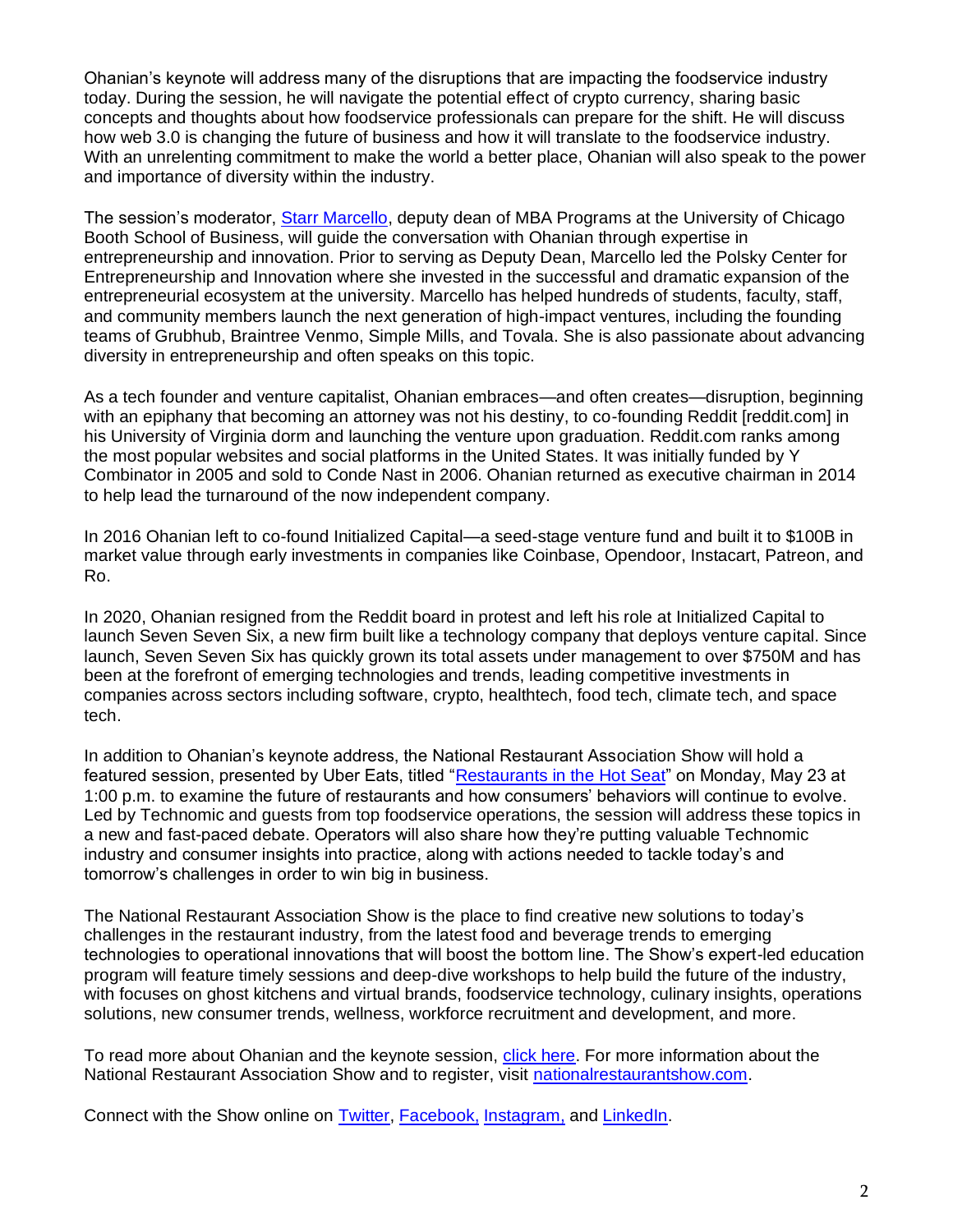Ohanian's keynote will address many of the disruptions that are impacting the foodservice industry today. During the session, he will navigate the potential effect of crypto currency, sharing basic concepts and thoughts about how foodservice professionals can prepare for the shift. He will discuss how web 3.0 is changing the future of business and how it will translate to the foodservice industry. With an unrelenting commitment to make the world a better place, Ohanian will also speak to the power and importance of diversity within the industry.

The session's moderator, Starr Marcello, deputy dean of MBA Programs at the University of Chicago Booth School of Business, will guide the conversation with Ohanian through expertise in entrepreneurship and innovation. Prior to serving as Deputy Dean, Marcello led the Polsky Center for Entrepreneurship and Innovation where she invested in the successful and dramatic expansion of the entrepreneurial ecosystem at the university. Marcello has helped hundreds of students, faculty, staff, and community members launch the next generation of high-impact ventures, including the founding teams of Grubhub, Braintree Venmo, Simple Mills, and Tovala. She is also passionate about advancing diversity in entrepreneurship and often speaks on this topic.

As a tech founder and venture capitalist, Ohanian embraces—and often creates—disruption, beginning with an epiphany that becoming an attorney was not his destiny, to co-founding Reddit [reddit.com] in his University of Virginia dorm and launching the venture upon graduation. Reddit.com ranks among the most popular websites and social platforms in the United States. It was initially funded by Y Combinator in 2005 and sold to Conde Nast in 2006. Ohanian returned as executive chairman in 2014 to help lead the turnaround of the now independent company.

In 2016 Ohanian left to co-found Initialized Capital—a seed-stage venture fund and built it to $100B in market value through early investments in companies like Coinbase, Opendoor, Instacart, Patreon, and Ro.

In 2020, Ohanian resigned from the Reddit board in protest and left his role at Initialized Capital to launch Seven Seven Six, a new firm built like a technology company that deploys venture capital. Since launch, Seven Seven Six has quickly grown its total assets under management to over $750M and has been at the forefront of emerging technologies and trends, leading competitive investments in companies across sectors including software, crypto, healthtech, food tech, climate tech, and space tech.

In addition to Ohanian's keynote address, the National Restaurant Association Show will hold a featured session, presented by Uber Eats, titled "Restaurants in the Hot Seat" on Monday, May 23 at 1:00 p.m. to examine the future of restaurants and how consumers' behaviors will continue to evolve. Led by Technomic and guests from top foodservice operations, the session will address these topics in a new and fast-paced debate. Operators will also share how they're putting valuable Technomic industry and consumer insights into practice, along with actions needed to tackle today's and tomorrow's challenges in order to win big in business.

The National Restaurant Association Show is the place to find creative new solutions to today's challenges in the restaurant industry, from the latest food and beverage trends to emerging technologies to operational innovations that will boost the bottom line. The Show's expert-led education program will feature timely sessions and deep-dive workshops to help build the future of the industry, with focuses on ghost kitchens and virtual brands, foodservice technology, culinary insights, operations solutions, new consumer trends, wellness, workforce recruitment and development, and more.

To read more about Ohanian and the keynote session, click here. For more information about the National Restaurant Association Show and to register, visit nationalrestaurantshow.com.

Connect with the Show online on Twitter, Facebook, Instagram, and LinkedIn.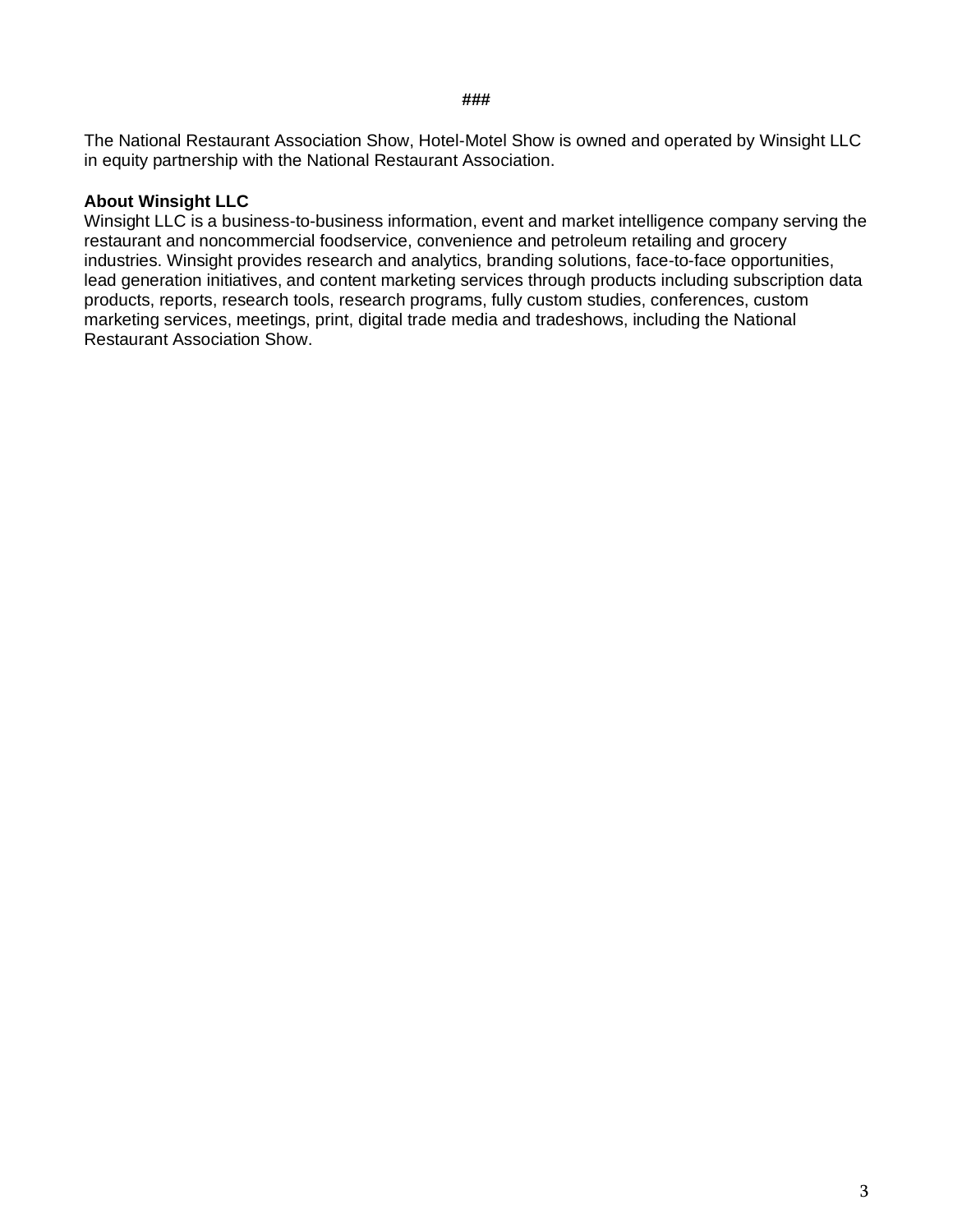###

The National Restaurant Association Show, Hotel-Motel Show is owned and operated by Winsight LLC in equity partnership with the National Restaurant Association.

**About Winsight LLC**
Winsight LLC is a business-to-business information, event and market intelligence company serving the restaurant and noncommercial foodservice, convenience and petroleum retailing and grocery industries. Winsight provides research and analytics, branding solutions, face-to-face opportunities, lead generation initiatives, and content marketing services through products including subscription data products, reports, research tools, research programs, fully custom studies, conferences, custom marketing services, meetings, print, digital trade media and tradeshows, including the National Restaurant Association Show.